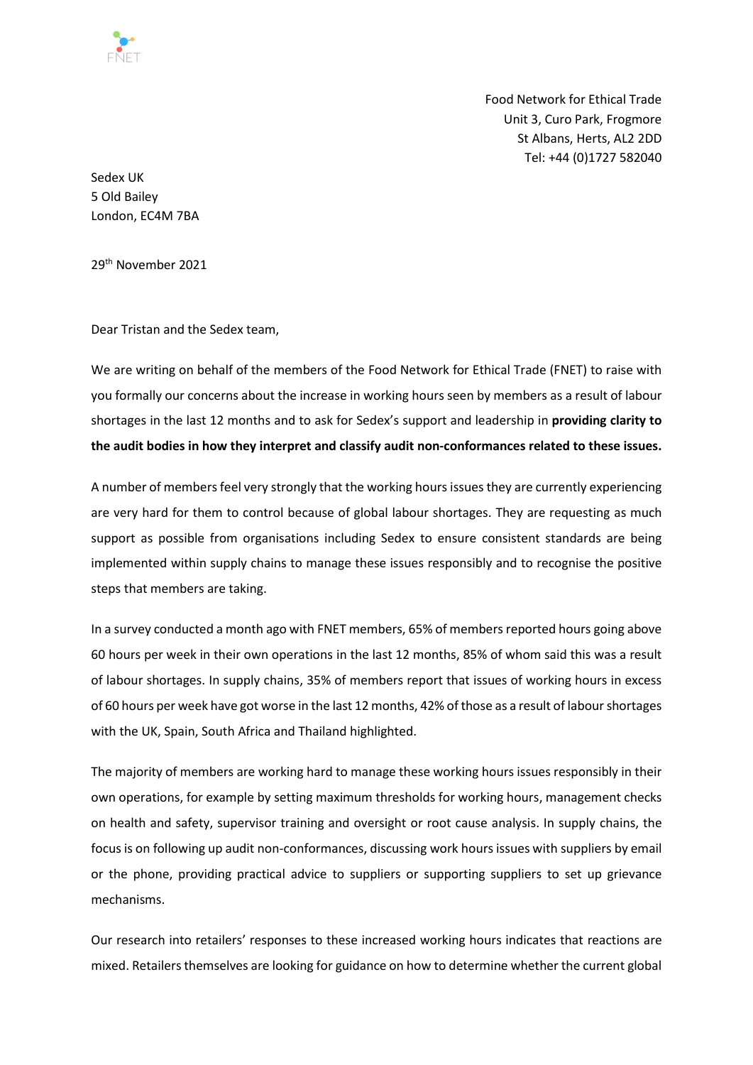FNET

Food Network for Ethical Trade
Unit 3, Curo Park, Frogmore
St Albans, Herts, AL2 2DD
Tel: +44 (0)1727 582040

Sedex UK
5 Old Bailey
London, EC4M 7BA

29th November 2021

Dear Tristan and the Sedex team,

We are writing on behalf of the members of the Food Network for Ethical Trade (FNET) to raise with you formally our concerns about the increase in working hours seen by members as a result of labour shortages in the last 12 months and to ask for Sedex's support and leadership in **providing clarity to the audit bodies in how they interpret and classify audit non-conformances related to these issues.**

A number of members feel very strongly that the working hours issues they are currently experiencing are very hard for them to control because of global labour shortages. They are requesting as much support as possible from organisations including Sedex to ensure consistent standards are being implemented within supply chains to manage these issues responsibly and to recognise the positive steps that members are taking.

In a survey conducted a month ago with FNET members, 65% of members reported hours going above 60 hours per week in their own operations in the last 12 months, 85% of whom said this was a result of labour shortages. In supply chains, 35% of members report that issues of working hours in excess of 60 hours per week have got worse in the last 12 months, 42% of those as a result of labour shortages with the UK, Spain, South Africa and Thailand highlighted.

The majority of members are working hard to manage these working hours issues responsibly in their own operations, for example by setting maximum thresholds for working hours, management checks on health and safety, supervisor training and oversight or root cause analysis. In supply chains, the focus is on following up audit non-conformances, discussing work hours issues with suppliers by email or the phone, providing practical advice to suppliers or supporting suppliers to set up grievance mechanisms.

Our research into retailers' responses to these increased working hours indicates that reactions are mixed. Retailers themselves are looking for guidance on how to determine whether the current global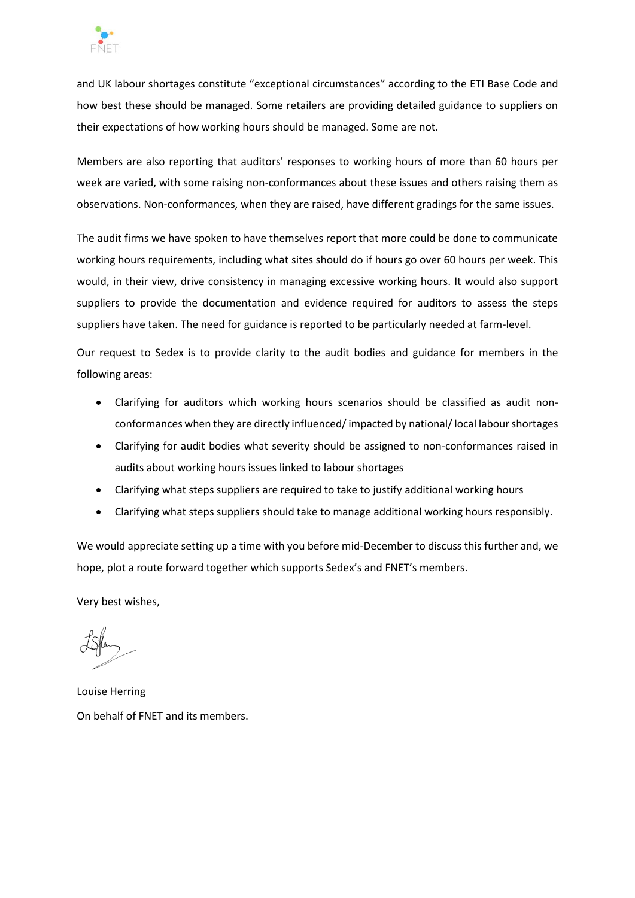and UK labour shortages constitute "exceptional circumstances" according to the ETI Base Code and how best these should be managed. Some retailers are providing detailed guidance to suppliers on their expectations of how working hours should be managed. Some are not.

Members are also reporting that auditors' responses to working hours of more than 60 hours per week are varied, with some raising non-conformances about these issues and others raising them as observations. Non-conformances, when they are raised, have different gradings for the same issues.

The audit firms we have spoken to have themselves report that more could be done to communicate working hours requirements, including what sites should do if hours go over 60 hours per week. This would, in their view, drive consistency in managing excessive working hours. It would also support suppliers to provide the documentation and evidence required for auditors to assess the steps suppliers have taken. The need for guidance is reported to be particularly needed at farm-level.

Our request to Sedex is to provide clarity to the audit bodies and guidance for members in the following areas:

- Clarifying for auditors which working hours scenarios should be classified as audit non-conformances when they are directly influenced/ impacted by national/ local labour shortages
- Clarifying for audit bodies what severity should be assigned to non-conformances raised in audits about working hours issues linked to labour shortages
- Clarifying what steps suppliers are required to take to justify additional working hours
- Clarifying what steps suppliers should take to manage additional working hours responsibly.

We would appreciate setting up a time with you before mid-December to discuss this further and, we hope, plot a route forward together which supports Sedex's and FNET's members.

Very best wishes,

Louise Herring

On behalf of FNET and its members.